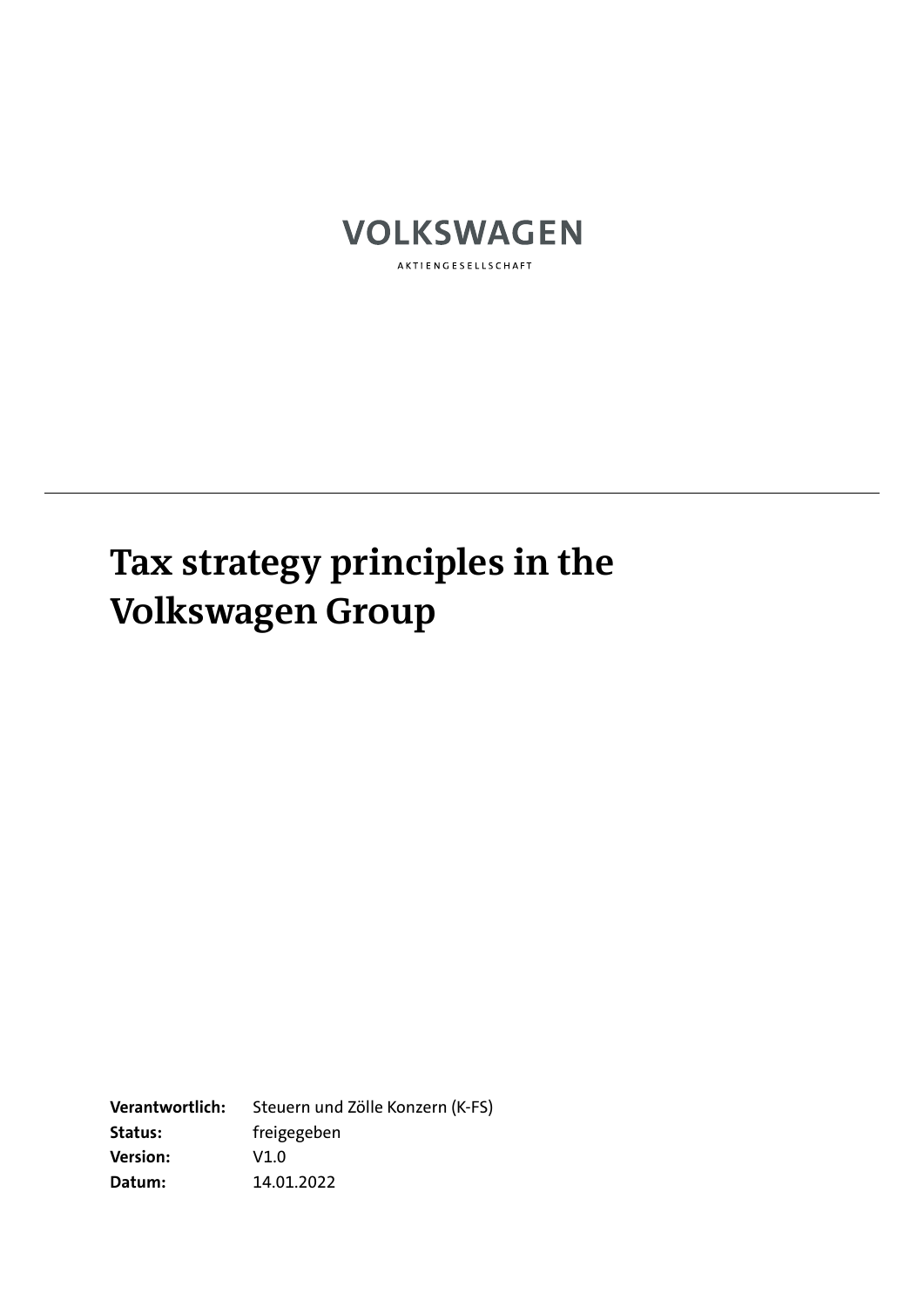VOLKSWAGEN

AKTIENGESELLSCHAFT

---

# Tax strategy principles in the Volkswagen Group

**Verantwortlich:** Steuern und Zölle Konzern (K-FS)
**Status:** freigegeben
**Version:** V1.0
**Datum:** 14.01.2022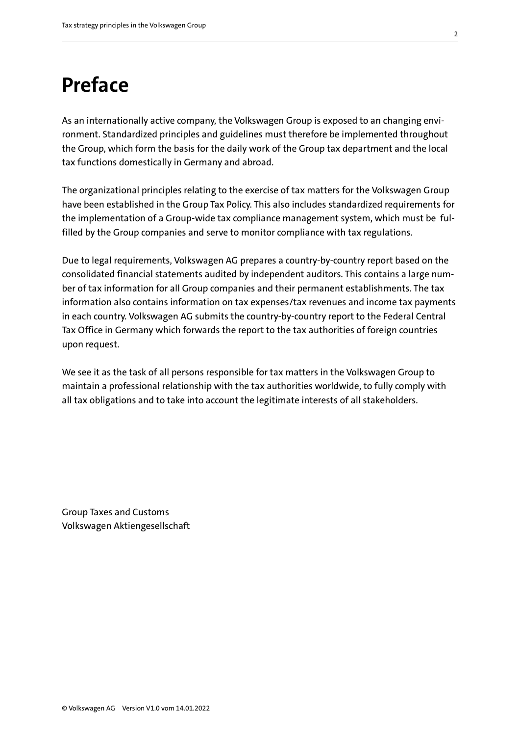# Preface

As an internationally active company, the Volkswagen Group is exposed to an changing environment. Standardized principles and guidelines must therefore be implemented throughout the Group, which form the basis for the daily work of the Group tax department and the local tax functions domestically in Germany and abroad.

The organizational principles relating to the exercise of tax matters for the Volkswagen Group have been established in the Group Tax Policy. This also includes standardized requirements for the implementation of a Group-wide tax compliance management system, which must be fulfilled by the Group companies and serve to monitor compliance with tax regulations.

Due to legal requirements, Volkswagen AG prepares a country-by-country report based on the consolidated financial statements audited by independent auditors. This contains a large number of tax information for all Group companies and their permanent establishments. The tax information also contains information on tax expenses/tax revenues and income tax payments in each country. Volkswagen AG submits the country-by-country report to the Federal Central Tax Office in Germany which forwards the report to the tax authorities of foreign countries upon request.

We see it as the task of all persons responsible for tax matters in the Volkswagen Group to maintain a professional relationship with the tax authorities worldwide, to fully comply with all tax obligations and to take into account the legitimate interests of all stakeholders.

Group Taxes and Customs
Volkswagen Aktiengesellschaft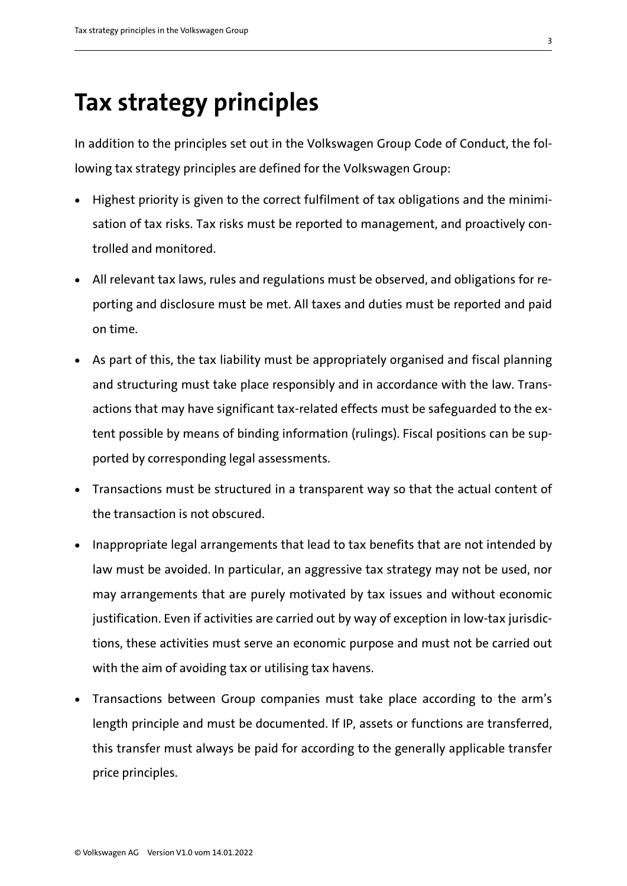# Tax strategy principles

In addition to the principles set out in the Volkswagen Group Code of Conduct, the following tax strategy principles are defined for the Volkswagen Group:

- Highest priority is given to the correct fulfilment of tax obligations and the minimisation of tax risks. Tax risks must be reported to management, and proactively controlled and monitored.
- All relevant tax laws, rules and regulations must be observed, and obligations for reporting and disclosure must be met. All taxes and duties must be reported and paid on time.
- As part of this, the tax liability must be appropriately organised and fiscal planning and structuring must take place responsibly and in accordance with the law. Transactions that may have significant tax-related effects must be safeguarded to the extent possible by means of binding information (rulings). Fiscal positions can be supported by corresponding legal assessments.
- Transactions must be structured in a transparent way so that the actual content of the transaction is not obscured.
- Inappropriate legal arrangements that lead to tax benefits that are not intended by law must be avoided. In particular, an aggressive tax strategy may not be used, nor may arrangements that are purely motivated by tax issues and without economic justification. Even if activities are carried out by way of exception in low-tax jurisdictions, these activities must serve an economic purpose and must not be carried out with the aim of avoiding tax or utilising tax havens.
- Transactions between Group companies must take place according to the arm's length principle and must be documented. If IP, assets or functions are transferred, this transfer must always be paid for according to the generally applicable transfer price principles.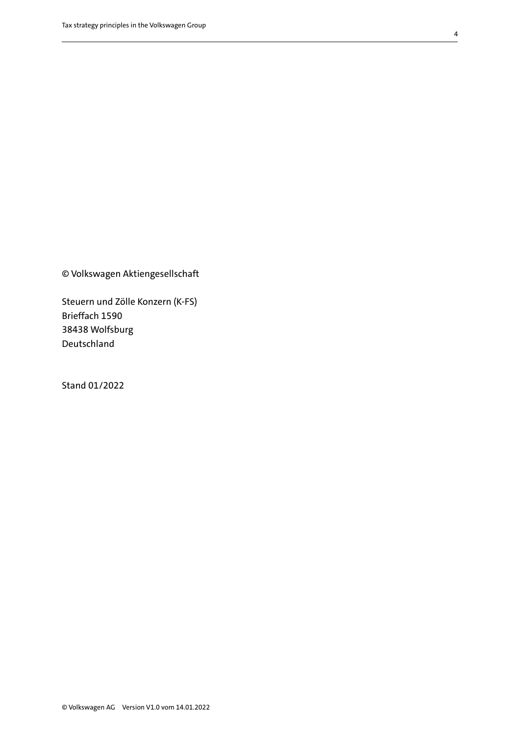© Volkswagen Aktiengesellschaft

Steuern und Zölle Konzern (K-FS)
Brieffach 1590
38438 Wolfsburg
Deutschland

Stand 01/2022